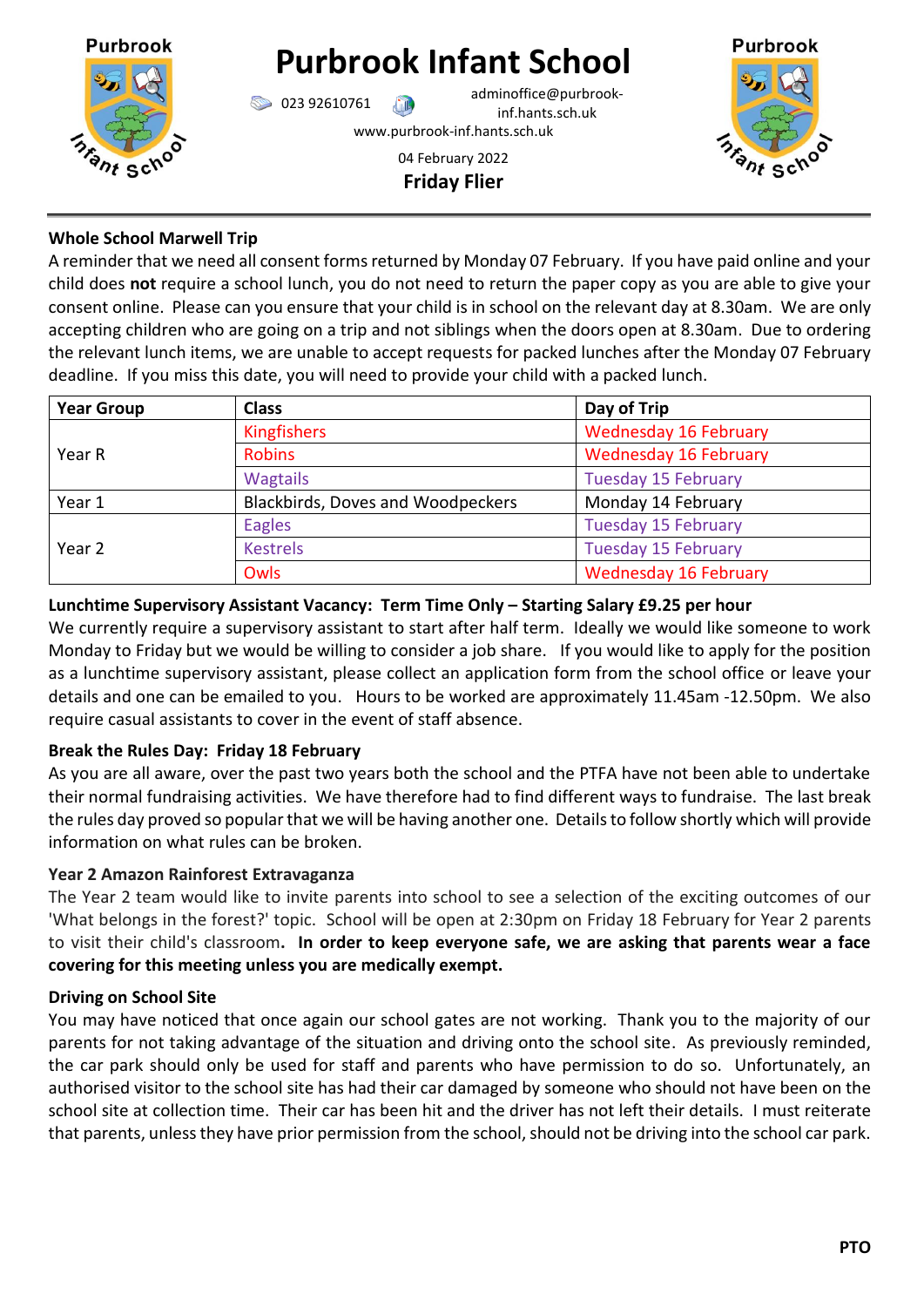# Purbrook Infant School

023 92610761 adminoffice@purbrook-inf.hants.sch.uk

www.purbrook-inf.hants.sch.uk

04 February 2022

**Friday Flier**

---

**Whole School Marwell Trip**

A reminder that we need all consent forms returned by Monday 07 February. If you have paid online and your child does **not** require a school lunch, you do not need to return the paper copy as you are able to give your consent online. Please can you ensure that your child is in school on the relevant day at 8.30am. We are only accepting children who are going on a trip and not siblings when the doors open at 8.30am. Due to ordering the relevant lunch items, we are unable to accept requests for packed lunches after the Monday 07 February deadline. If you miss this date, you will need to provide your child with a packed lunch.

| Year Group | Class | Day of Trip |
|---|---|---|
| Year R | Kingfishers | Wednesday 16 February |
| | Robins | Wednesday 16 February |
| | Wagtails | Tuesday 15 February |
| Year 1 | Blackbirds, Doves and Woodpeckers | Monday 14 February |
| Year 2 | Eagles | Tuesday 15 February |
| | Kestrels | Tuesday 15 February |
| | Owls | Wednesday 16 February |

**Lunchtime Supervisory Assistant Vacancy: Term Time Only – Starting Salary £9.25 per hour**

We currently require a supervisory assistant to start after half term. Ideally we would like someone to work Monday to Friday but we would be willing to consider a job share. If you would like to apply for the position as a lunchtime supervisory assistant, please collect an application form from the school office or leave your details and one can be emailed to you. Hours to be worked are approximately 11.45am -12.50pm. We also require casual assistants to cover in the event of staff absence.

**Break the Rules Day: Friday 18 February**

As you are all aware, over the past two years both the school and the PTFA have not been able to undertake their normal fundraising activities. We have therefore had to find different ways to fundraise. The last break the rules day proved so popular that we will be having another one. Details to follow shortly which will provide information on what rules can be broken.

**Year 2 Amazon Rainforest Extravaganza**

The Year 2 team would like to invite parents into school to see a selection of the exciting outcomes of our 'What belongs in the forest?' topic. School will be open at 2:30pm on Friday 18 February for Year 2 parents to visit their child's classroom**. In order to keep everyone safe, we are asking that parents wear a face covering for this meeting unless you are medically exempt.**

**Driving on School Site**

You may have noticed that once again our school gates are not working. Thank you to the majority of our parents for not taking advantage of the situation and driving onto the school site. As previously reminded, the car park should only be used for staff and parents who have permission to do so. Unfortunately, an authorised visitor to the school site has had their car damaged by someone who should not have been on the school site at collection time. Their car has been hit and the driver has not left their details. I must reiterate that parents, unless they have prior permission from the school, should not be driving into the school car park.

**PTO**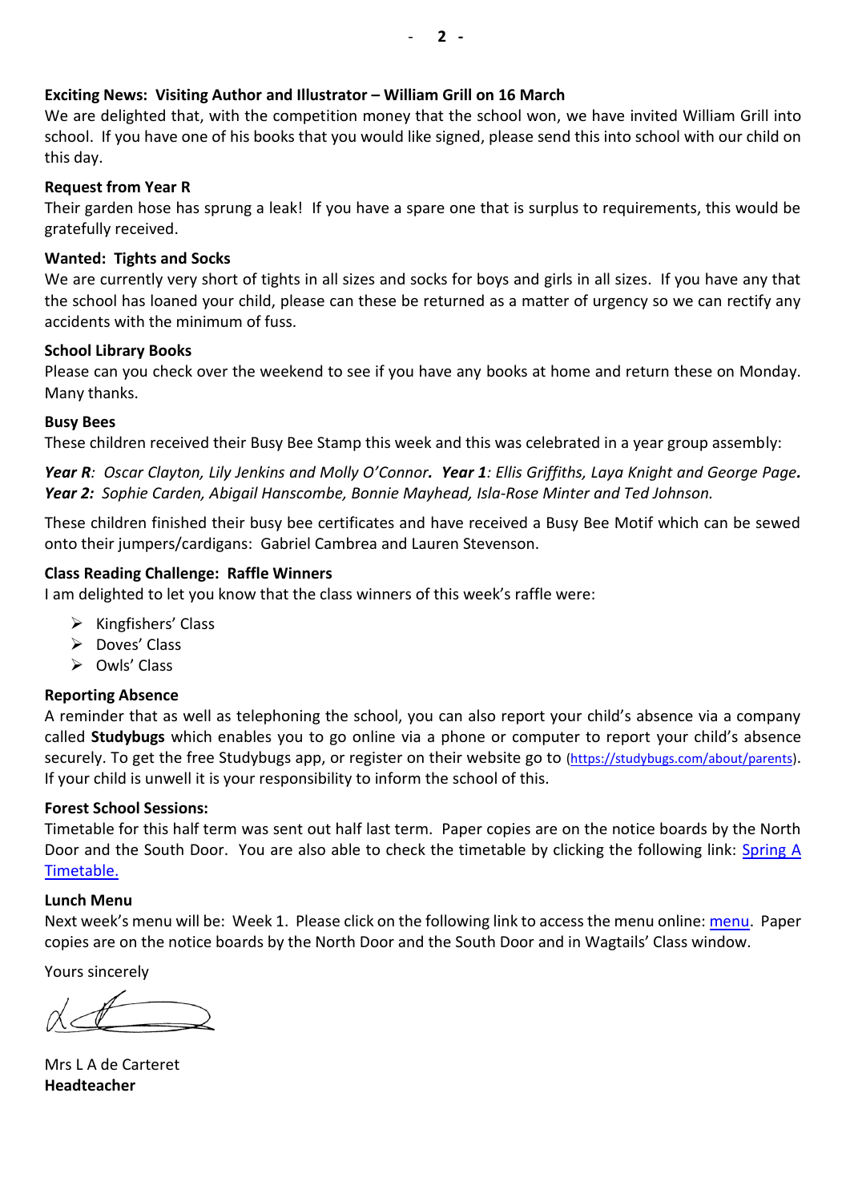**Exciting News: Visiting Author and Illustrator – William Grill on 16 March**

We are delighted that, with the competition money that the school won, we have invited William Grill into school. If you have one of his books that you would like signed, please send this into school with our child on this day.

**Request from Year R**

Their garden hose has sprung a leak! If you have a spare one that is surplus to requirements, this would be gratefully received.

**Wanted: Tights and Socks**

We are currently very short of tights in all sizes and socks for boys and girls in all sizes. If you have any that the school has loaned your child, please can these be returned as a matter of urgency so we can rectify any accidents with the minimum of fuss.

**School Library Books**

Please can you check over the weekend to see if you have any books at home and return these on Monday. Many thanks.

**Busy Bees**

These children received their Busy Bee Stamp this week and this was celebrated in a year group assembly:

***Year R**: Oscar Clayton, Lily Jenkins and Molly O'Connor.* ***Year 1**: Ellis Griffiths, Laya Knight and George Page.* ***Year 2:** Sophie Carden, Abigail Hanscombe, Bonnie Mayhead, Isla-Rose Minter and Ted Johnson.*

These children finished their busy bee certificates and have received a Busy Bee Motif which can be sewed onto their jumpers/cardigans: Gabriel Cambrea and Lauren Stevenson.

**Class Reading Challenge: Raffle Winners**

I am delighted to let you know that the class winners of this week's raffle were:

- Kingfishers' Class
- Doves' Class
- Owls' Class

**Reporting Absence**

A reminder that as well as telephoning the school, you can also report your child's absence via a company called **Studybugs** which enables you to go online via a phone or computer to report your child's absence securely. To get the free Studybugs app, or register on their website go to (https://studybugs.com/about/parents). If your child is unwell it is your responsibility to inform the school of this.

**Forest School Sessions:**

Timetable for this half term was sent out half last term. Paper copies are on the notice boards by the North Door and the South Door. You are also able to check the timetable by clicking the following link: Spring A Timetable.

**Lunch Menu**

Next week's menu will be: Week 1. Please click on the following link to access the menu online: menu. Paper copies are on the notice boards by the North Door and the South Door and in Wagtails' Class window.

Yours sincerely

Mrs L A de Carteret
**Headteacher**